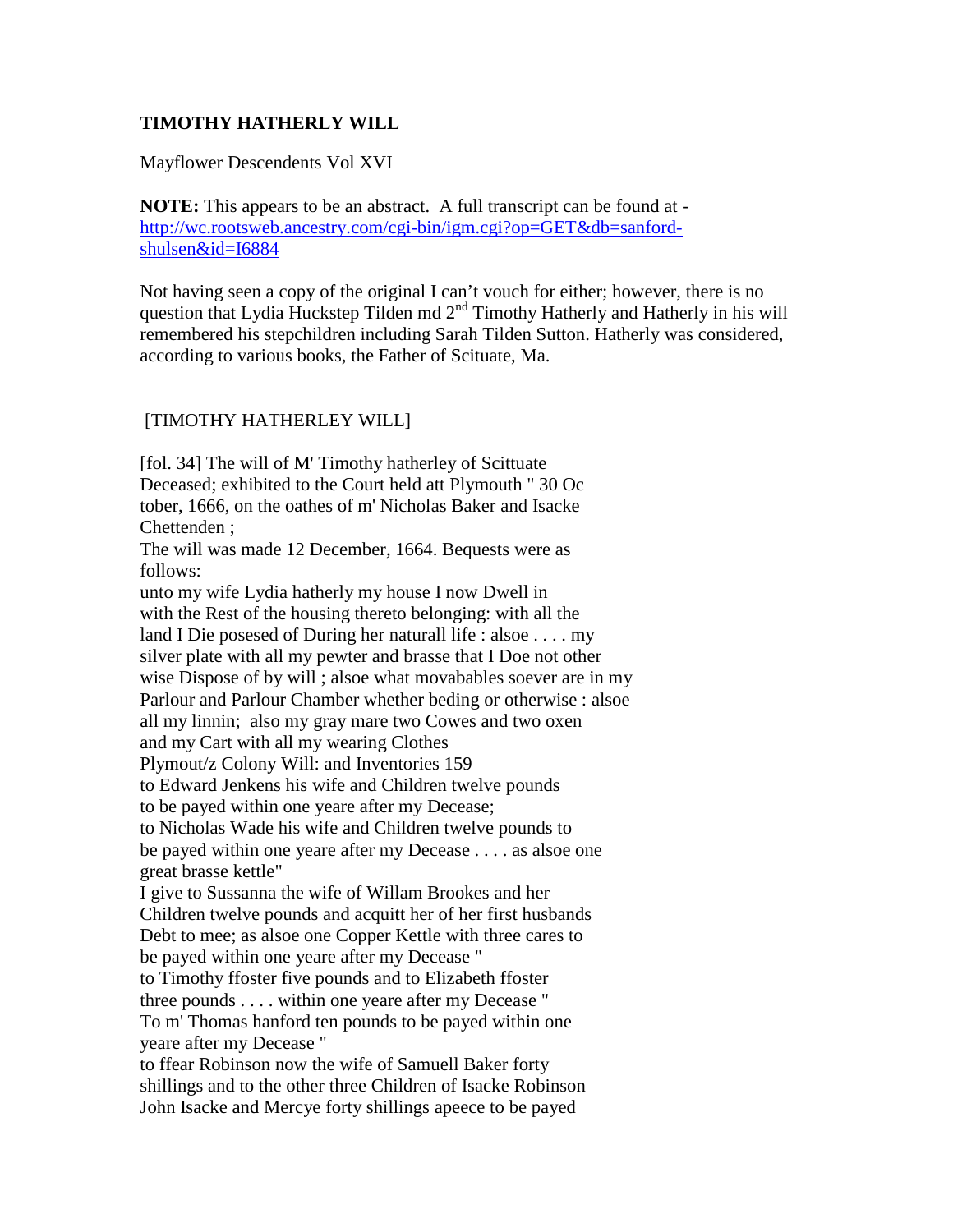**TIMOTHY HATHERLY WILL**

Mayflower Descendents Vol XVI

**NOTE:** This appears to be an abstract. A full transcript can be found at - http://wc.rootsweb.ancestry.com/cgi-bin/igm.cgi?op=GET&db=sanford-shulsen&id=I6884

Not having seen a copy of the original I can't vouch for either; however, there is no question that Lydia Huckstep Tilden md 2nd Timothy Hatherly and Hatherly in his will remembered his stepchildren including Sarah Tilden Sutton. Hatherly was considered, according to various books, the Father of Scituate, Ma.

[TIMOTHY HATHERLEY WILL]

[fol. 34] The will of M' Timothy hatherley of Scittuate Deceased; exhibited to the Court held att Plymouth " 30 October, 1666, on the oathes of m' Nicholas Baker and Isacke Chettenden ;
The will was made 12 December, 1664. Bequests were as follows:
unto my wife Lydia hatherly my house I now Dwell in with the Rest of the housing thereto belonging: with all the land I Die posesed of During her naturall life : alsoe . . . . my silver plate with all my pewter and brasse that I Doe not other wise Dispose of by will ; alsoe what movabables soever are in my Parlour and Parlour Chamber whether beding or otherwise : alsoe all my linnin; also my gray mare two Cowes and two oxen and my Cart with all my wearing Clothes
Plymout/z Colony Will: and Inventories 159
to Edward Jenkens his wife and Children twelve pounds to be payed within one yeare after my Decease;
to Nicholas Wade his wife and Children twelve pounds to be payed within one yeare after my Decease . . . . as alsoe one great brasse kettle"
I give to Sussanna the wife of Willam Brookes and her Children twelve pounds and acquitt her of her first husbands Debt to mee; as alsoe one Copper Kettle with three cares to be payed within one yeare after my Decease "
to Timothy ffoster five pounds and to Elizabeth ffoster three pounds . . . . within one yeare after my Decease "
To m' Thomas hanford ten pounds to be payed within one yeare after my Decease "
to ffear Robinson now the wife of Samuell Baker forty shillings and to the other three Children of Isacke Robinson John Isacke and Mercye forty shillings apeece to be payed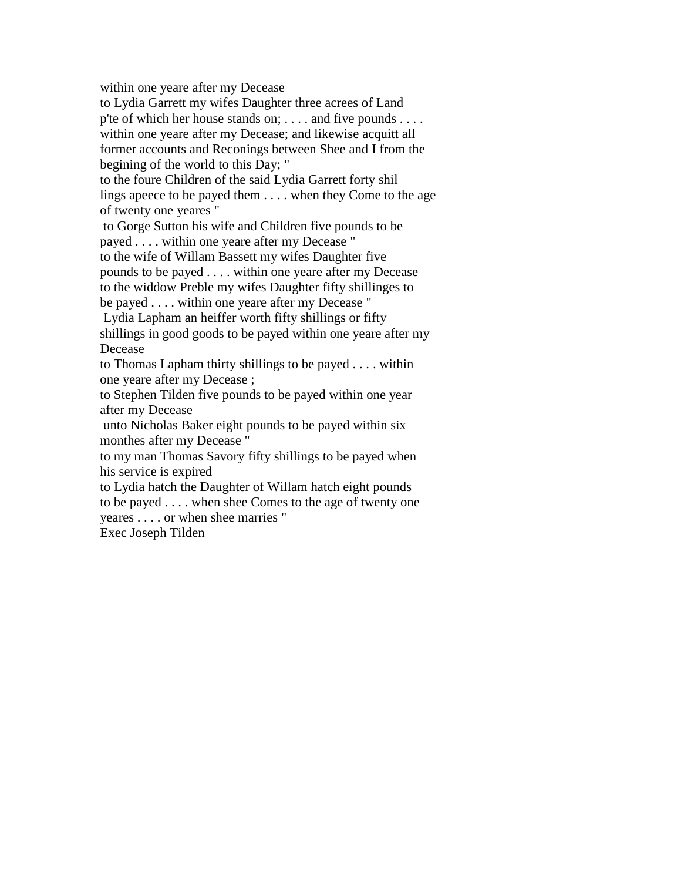within one yeare after my Decease
to Lydia Garrett my wifes Daughter three acrees of Land
p'te of which her house stands on; . . . . and five pounds . . . .
within one yeare after my Decease; and likewise acquitt all
former accounts and Reconings between Shee and I from the
begining of the world to this Day; "
to the foure Children of the said Lydia Garrett forty shil
lings apeece to be payed them . . . . when they Come to the age
of twenty one yeares "
to Gorge Sutton his wife and Children five pounds to be
payed . . . . within one yeare after my Decease "
to the wife of Willam Bassett my wifes Daughter five
pounds to be payed . . . . within one yeare after my Decease
to the widdow Preble my wifes Daughter fifty shillinges to
be payed . . . . within one yeare after my Decease "
Lydia Lapham an heiffer worth fifty shillings or fifty
shillings in good goods to be payed within one yeare after my
Decease
to Thomas Lapham thirty shillings to be payed . . . . within
one yeare after my Decease ;
to Stephen Tilden five pounds to be payed within one year
after my Decease
unto Nicholas Baker eight pounds to be payed within six
monthes after my Decease "
to my man Thomas Savory fifty shillings to be payed when
his service is expired
to Lydia hatch the Daughter of Willam hatch eight pounds
to be payed . . . . when shee Comes to the age of twenty one
yeares . . . . or when shee marries "
Exec Joseph Tilden